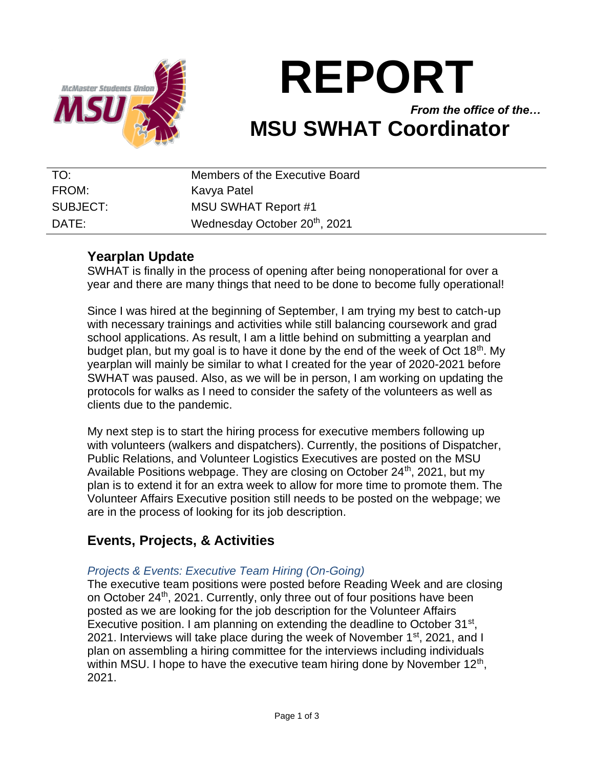# REPORT

*From the office of the…*

# MSU SWHAT Coordinator

| | |
|---|---|
| TO: | Members of the Executive Board |
| FROM: | Kavya Patel |
| SUBJECT: | MSU SWHAT Report #1 |
| DATE: | Wednesday October 20th, 2021 |

## Yearplan Update

SWHAT is finally in the process of opening after being nonoperational for over a year and there are many things that need to be done to become fully operational!

Since I was hired at the beginning of September, I am trying my best to catch-up with necessary trainings and activities while still balancing coursework and grad school applications. As result, I am a little behind on submitting a yearplan and budget plan, but my goal is to have it done by the end of the week of Oct 18th. My yearplan will mainly be similar to what I created for the year of 2020-2021 before SWHAT was paused. Also, as we will be in person, I am working on updating the protocols for walks as I need to consider the safety of the volunteers as well as clients due to the pandemic.

My next step is to start the hiring process for executive members following up with volunteers (walkers and dispatchers). Currently, the positions of Dispatcher, Public Relations, and Volunteer Logistics Executives are posted on the MSU Available Positions webpage. They are closing on October 24th, 2021, but my plan is to extend it for an extra week to allow for more time to promote them. The Volunteer Affairs Executive position still needs to be posted on the webpage; we are in the process of looking for its job description.

## Events, Projects, & Activities

### *Projects & Events: Executive Team Hiring (On-Going)*

The executive team positions were posted before Reading Week and are closing on October 24th, 2021. Currently, only three out of four positions have been posted as we are looking for the job description for the Volunteer Affairs Executive position. I am planning on extending the deadline to October 31st, 2021. Interviews will take place during the week of November 1st, 2021, and I plan on assembling a hiring committee for the interviews including individuals within MSU. I hope to have the executive team hiring done by November 12th, 2021.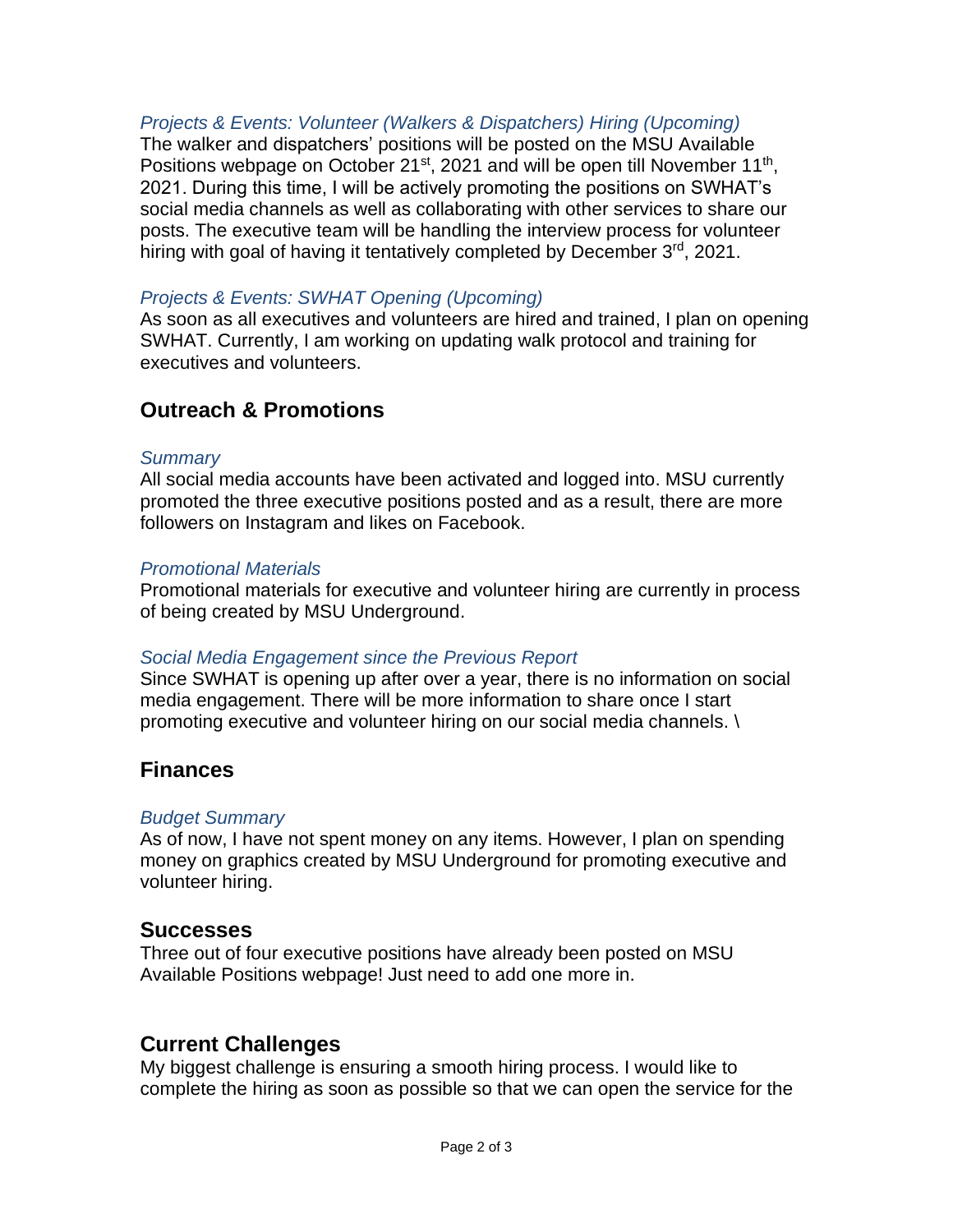*Projects & Events: Volunteer (Walkers & Dispatchers) Hiring (Upcoming)*

The walker and dispatchers' positions will be posted on the MSU Available Positions webpage on October 21st, 2021 and will be open till November 11th, 2021. During this time, I will be actively promoting the positions on SWHAT's social media channels as well as collaborating with other services to share our posts. The executive team will be handling the interview process for volunteer hiring with goal of having it tentatively completed by December 3rd, 2021.

*Projects & Events: SWHAT Opening (Upcoming)*

As soon as all executives and volunteers are hired and trained, I plan on opening SWHAT. Currently, I am working on updating walk protocol and training for executives and volunteers.

## Outreach & Promotions

*Summary*

All social media accounts have been activated and logged into. MSU currently promoted the three executive positions posted and as a result, there are more followers on Instagram and likes on Facebook.

*Promotional Materials*

Promotional materials for executive and volunteer hiring are currently in process of being created by MSU Underground.

*Social Media Engagement since the Previous Report*

Since SWHAT is opening up after over a year, there is no information on social media engagement. There will be more information to share once I start promoting executive and volunteer hiring on our social media channels. \

## Finances

*Budget Summary*

As of now, I have not spent money on any items. However, I plan on spending money on graphics created by MSU Underground for promoting executive and volunteer hiring.

## Successes

Three out of four executive positions have already been posted on MSU Available Positions webpage! Just need to add one more in.

## Current Challenges

My biggest challenge is ensuring a smooth hiring process. I would like to complete the hiring as soon as possible so that we can open the service for the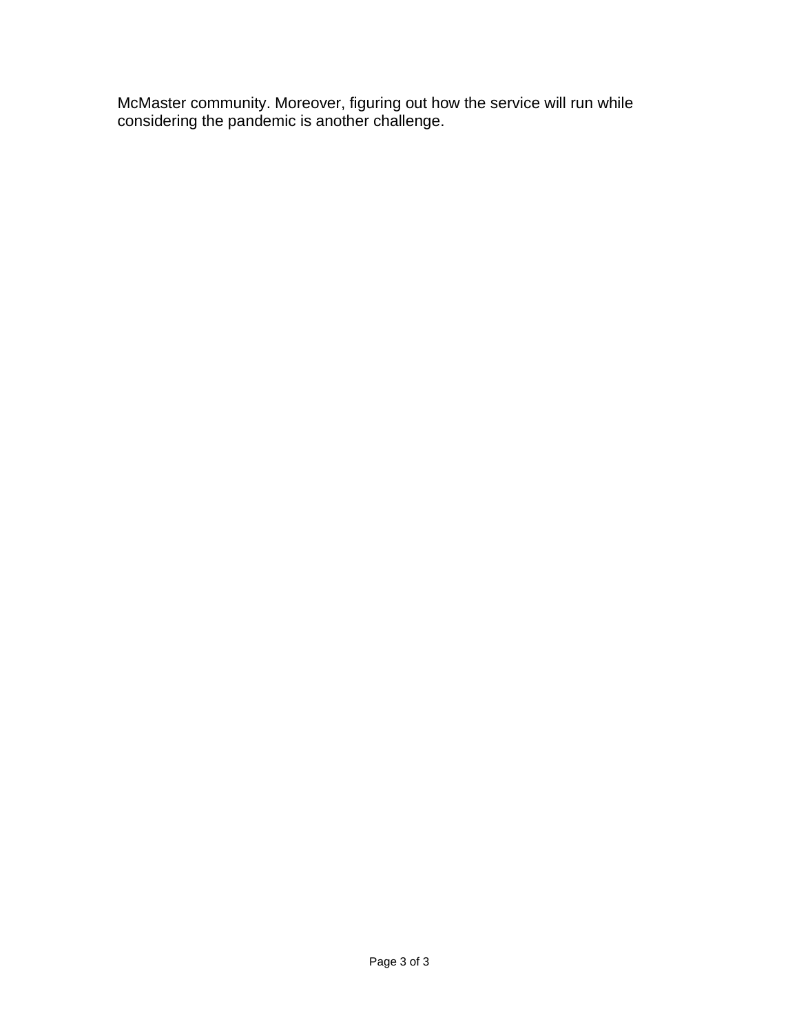McMaster community. Moreover, figuring out how the service will run while considering the pandemic is another challenge.